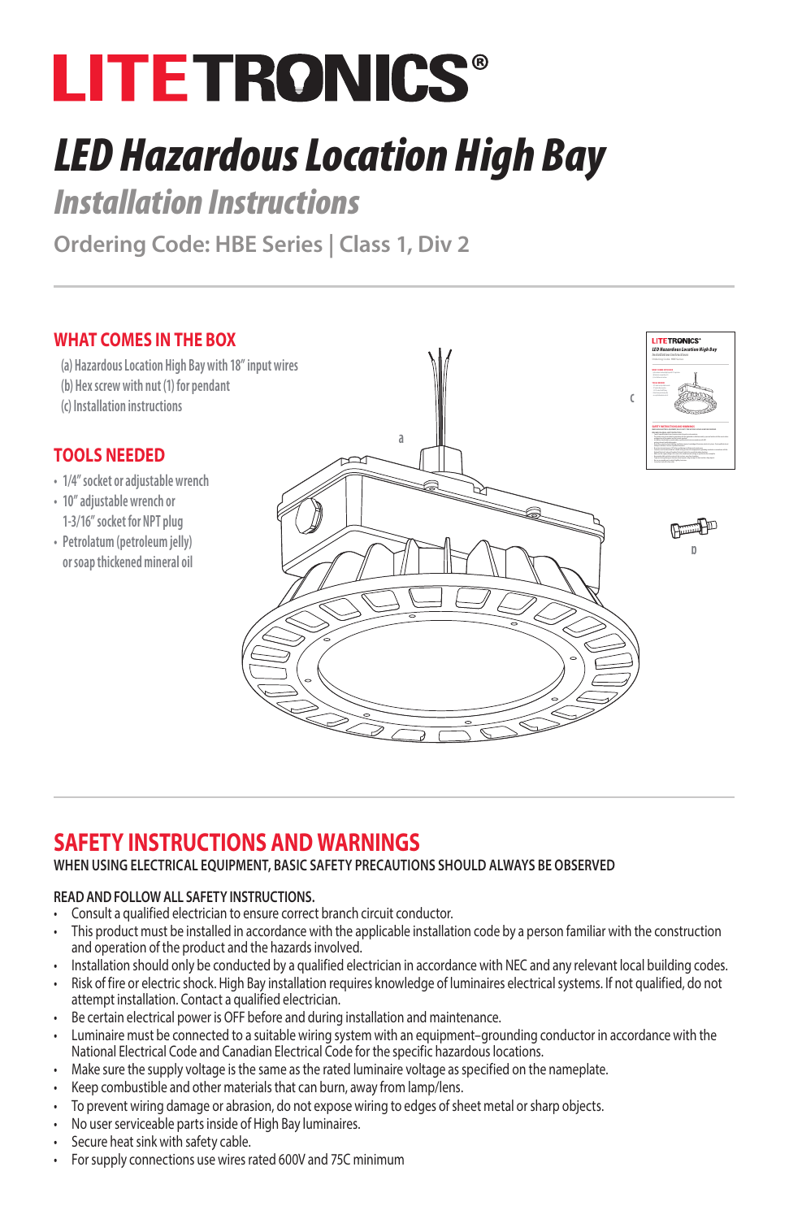# LITETRONICS®

# *LED Hazardous Location High Bay*

## *Installation Instructions*

### Ordering Code: HBE Series | Class 1, Div 2

---

## WHAT COMES IN THE BOX

(a) Hazardous Location High Bay with 18" input wires
(b) Hex screw with nut (1) for pendant
(c) Installation instructions

## TOOLS NEEDED

- 1/4" socket or adjustable wrench
- 10" adjustable wrench or 1-3/16" socket for NPT plug
- Petrolatum (petroleum jelly) or soap thickened mineral oil

---

## SAFETY INSTRUCTIONS AND WARNINGS

**WHEN USING ELECTRICAL EQUIPMENT, BASIC SAFETY PRECAUTIONS SHOULD ALWAYS BE OBSERVED**

**READ AND FOLLOW ALL SAFETY INSTRUCTIONS.**

- Consult a qualified electrician to ensure correct branch circuit conductor.
- This product must be installed in accordance with the applicable installation code by a person familiar with the construction and operation of the product and the hazards involved.
- Installation should only be conducted by a qualified electrician in accordance with NEC and any relevant local building codes.
- Risk of fire or electric shock. High Bay installation requires knowledge of luminaires electrical systems. If not qualified, do not attempt installation. Contact a qualified electrician.
- Be certain electrical power is OFF before and during installation and maintenance.
- Luminaire must be connected to a suitable wiring system with an equipment–grounding conductor in accordance with the National Electrical Code and Canadian Electrical Code for the specific hazardous locations.
- Make sure the supply voltage is the same as the rated luminaire voltage as specified on the nameplate.
- Keep combustible and other materials that can burn, away from lamp/lens.
- To prevent wiring damage or abrasion, do not expose wiring to edges of sheet metal or sharp objects.
- No user serviceable parts inside of High Bay luminaires.
- Secure heat sink with safety cable.
- For supply connections use wires rated 600V and 75C minimum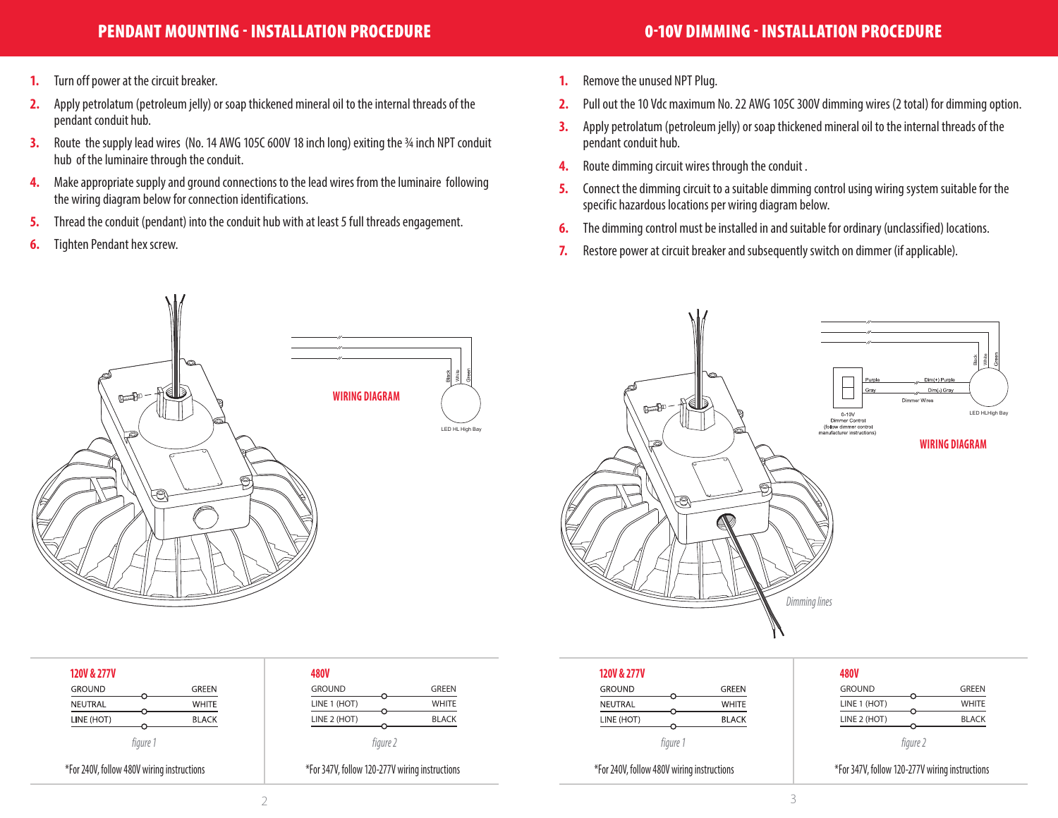## PENDANT MOUNTING - INSTALLATION PROCEDURE

1. Turn off power at the circuit breaker.
2. Apply petrolatum (petroleum jelly) or soap thickened mineral oil to the internal threads of the pendant conduit hub.
3. Route the supply lead wires (No. 14 AWG 105C 600V 18 inch long) exiting the ¾ inch NPT conduit hub of the luminaire through the conduit.
4. Make appropriate supply and ground connections to the lead wires from the luminaire following the wiring diagram below for connection identifications.
5. Thread the conduit (pendant) into the conduit hub with at least 5 full threads engagement.
6. Tighten Pendant hex screw.

**WIRING DIAGRAM**

Black White Green

LED HL High Bay

**120V & 277V**

| | |
|---|---|
| GROUND | GREEN |
| NEUTRAL | WHITE |
| LINE (HOT) | BLACK |

*figure 1*

*For 240V, follow 480V wiring instructions

**480V**

| | |
|---|---|
| GROUND | GREEN |
| LINE 1 (HOT) | WHITE |
| LINE 2 (HOT) | BLACK |

*figure 2*

*For 347V, follow 120-277V wiring instructions

## 0-10V DIMMING - INSTALLATION PROCEDURE

1. Remove the unused NPT Plug.
2. Pull out the 10 Vdc maximum No. 22 AWG 105C 300V dimming wires (2 total) for dimming option.
3. Apply petrolatum (petroleum jelly) or soap thickened mineral oil to the internal threads of the pendant conduit hub.
4. Route dimming circuit wires through the conduit .
5. Connect the dimming circuit to a suitable dimming control using wiring system suitable for the specific hazardous locations per wiring diagram below.
6. The dimming control must be installed in and suitable for ordinary (unclassified) locations.
7. Restore power at circuit breaker and subsequently switch on dimmer (if applicable).

**WIRING DIAGRAM**

Black White Green

Purple — Dim(+) Purple

Gray — Dim(-) Gray

Dimmer Wires

0-10V Dimmer Control (follow dimmer control manufacturer instructions)

LED HLHigh Bay

*Dimming lines*

**120V & 277V**

| | |
|---|---|
| GROUND | GREEN |
| NEUTRAL | WHITE |
| LINE (HOT) | BLACK |

*figure 1*

*For 240V, follow 480V wiring instructions

**480V**

| | |
|---|---|
| GROUND | GREEN |
| LINE 1 (HOT) | WHITE |
| LINE 2 (HOT) | BLACK |

*figure 2*

*For 347V, follow 120-277V wiring instructions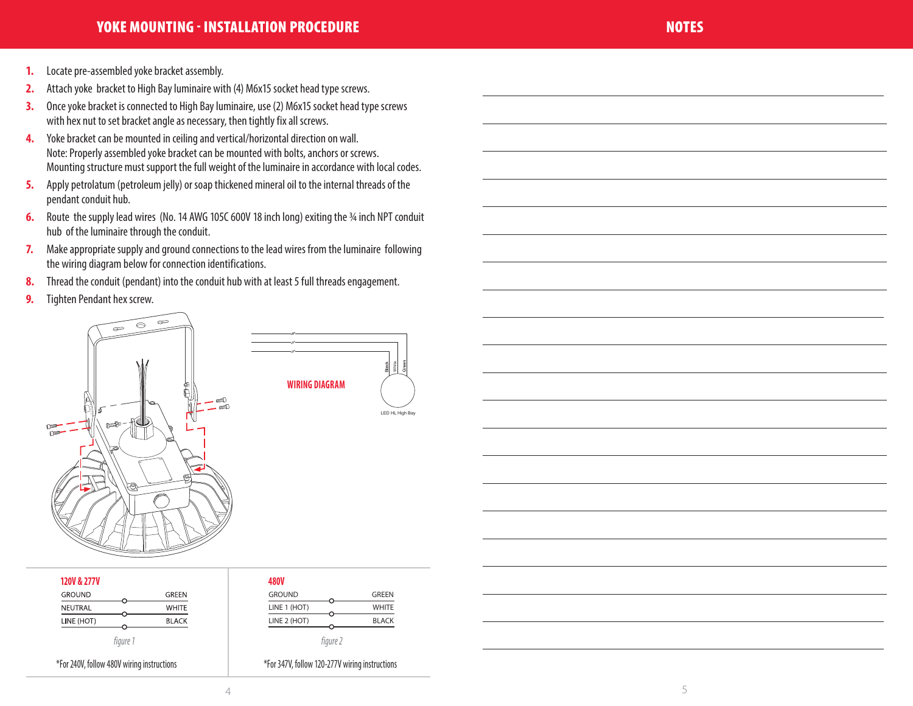# YOKE MOUNTING - INSTALLATION PROCEDURE

1. Locate pre-assembled yoke bracket assembly.
2. Attach yoke bracket to High Bay luminaire with (4) M6x15 socket head type screws.
3. Once yoke bracket is connected to High Bay luminaire, use (2) M6x15 socket head type screws with hex nut to set bracket angle as necessary, then tightly fix all screws.
4. Yoke bracket can be mounted in ceiling and vertical/horizontal direction on wall.
   Note: Properly assembled yoke bracket can be mounted with bolts, anchors or screws.
   Mounting structure must support the full weight of the luminaire in accordance with local codes.
5. Apply petrolatum (petroleum jelly) or soap thickened mineral oil to the internal threads of the pendant conduit hub.
6. Route the supply lead wires (No. 14 AWG 105C 600V 18 inch long) exiting the ¾ inch NPT conduit hub of the luminaire through the conduit.
7. Make appropriate supply and ground connections to the lead wires from the luminaire following the wiring diagram below for connection identifications.
8. Thread the conduit (pendant) into the conduit hub with at least 5 full threads engagement.
9. Tighten Pendant hex screw.

**WIRING DIAGRAM**

Black, White, Green — LED HL High Bay

**120V & 277V**

| | |
|---|---|
| GROUND | GREEN |
| NEUTRAL | WHITE |
| LINE (HOT) | BLACK |

*figure 1*

*For 240V, follow 480V wiring instructions

**480V**

| | |
|---|---|
| GROUND | GREEN |
| LINE 1 (HOT) | WHITE |
| LINE 2 (HOT) | BLACK |

*figure 2*

*For 347V, follow 120-277V wiring instructions

# NOTES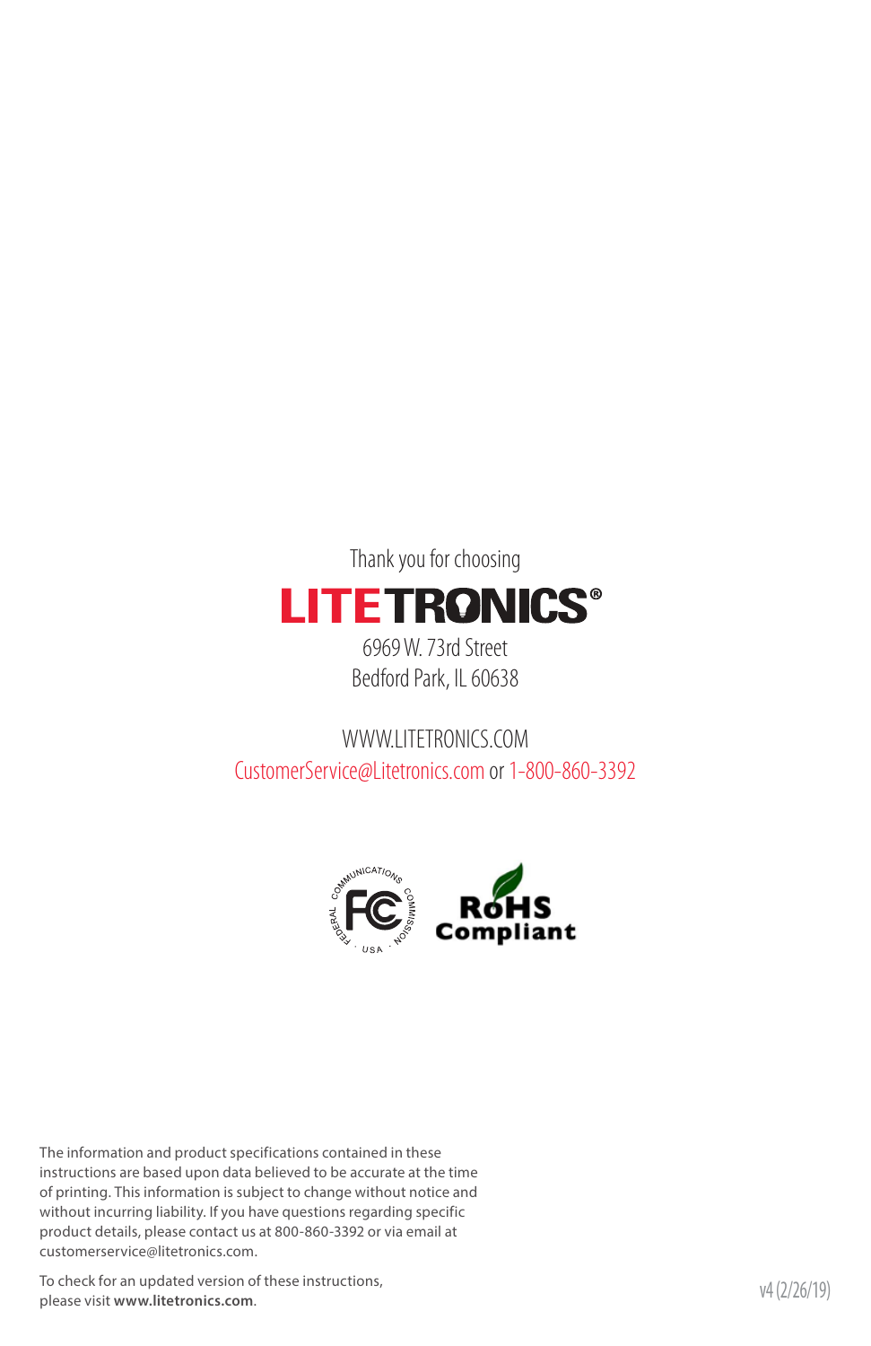Thank you for choosing

**LITETRONICS®**

6969 W. 73rd Street
Bedford Park, IL 60638

WWW.LITETRONICS.COM
CustomerService@Litetronics.com or 1-800-860-3392

FEDERAL COMMUNICATIONS COMMISSION · USA ·

RoHS Compliant

The information and product specifications contained in these instructions are based upon data believed to be accurate at the time of printing. This information is subject to change without notice and without incurring liability. If you have questions regarding specific product details, please contact us at 800-860-3392 or via email at customerservice@litetronics.com.

To check for an updated version of these instructions, please visit **www.litetronics.com**.

v4 (2/26/19)